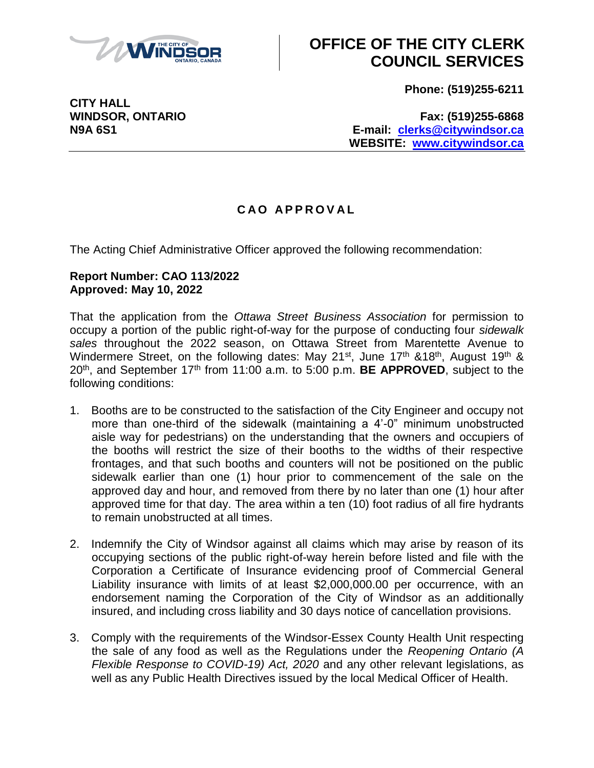# OFFICE OF THE CITY CLERK COUNCIL SERVICES

**CITY HALL**
**WINDSOR, ONTARIO**
**N9A 6S1**

**Phone: (519)255-6211**

**Fax: (519)255-6868**
**E-mail: clerks@citywindsor.ca**
**WEBSITE: www.citywindsor.ca**

---

## CAO APPROVAL

The Acting Chief Administrative Officer approved the following recommendation:

**Report Number: CAO 113/2022**
**Approved: May 10, 2022**

That the application from the *Ottawa Street Business Association* for permission to occupy a portion of the public right-of-way for the purpose of conducting four *sidewalk sales* throughout the 2022 season, on Ottawa Street from Marentette Avenue to Windermere Street, on the following dates: May 21st, June 17th &18th, August 19th & 20th, and September 17th from 11:00 a.m. to 5:00 p.m. **BE APPROVED**, subject to the following conditions:

1. Booths are to be constructed to the satisfaction of the City Engineer and occupy not more than one-third of the sidewalk (maintaining a 4'-0" minimum unobstructed aisle way for pedestrians) on the understanding that the owners and occupiers of the booths will restrict the size of their booths to the widths of their respective frontages, and that such booths and counters will not be positioned on the public sidewalk earlier than one (1) hour prior to commencement of the sale on the approved day and hour, and removed from there by no later than one (1) hour after approved time for that day. The area within a ten (10) foot radius of all fire hydrants to remain unobstructed at all times.

2. Indemnify the City of Windsor against all claims which may arise by reason of its occupying sections of the public right-of-way herein before listed and file with the Corporation a Certificate of Insurance evidencing proof of Commercial General Liability insurance with limits of at least $2,000,000.00 per occurrence, with an endorsement naming the Corporation of the City of Windsor as an additionally insured, and including cross liability and 30 days notice of cancellation provisions.

3. Comply with the requirements of the Windsor-Essex County Health Unit respecting the sale of any food as well as the Regulations under the *Reopening Ontario (A Flexible Response to COVID-19) Act, 2020* and any other relevant legislations, as well as any Public Health Directives issued by the local Medical Officer of Health.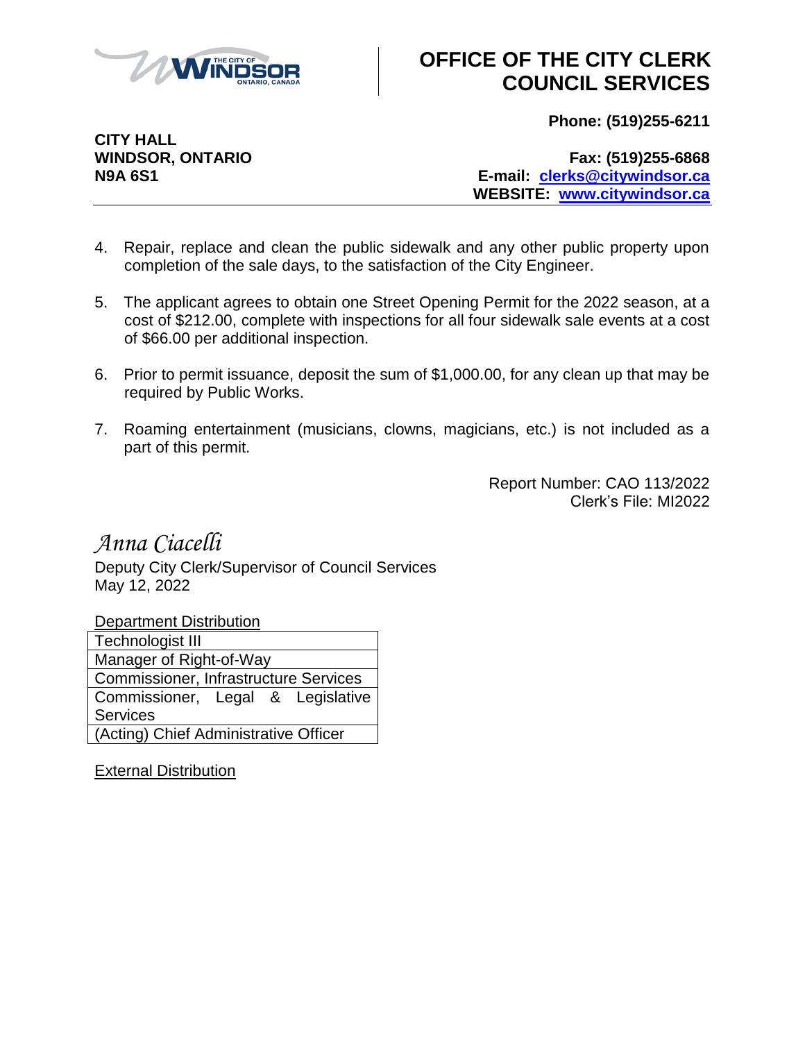**OFFICE OF THE CITY CLERK**
**COUNCIL SERVICES**

**CITY HALL**
**WINDSOR, ONTARIO**
**N9A 6S1**

**Phone: (519)255-6211**
**Fax: (519)255-6868**
**E-mail: clerks@citywindsor.ca**
**WEBSITE: www.citywindsor.ca**

4. Repair, replace and clean the public sidewalk and any other public property upon completion of the sale days, to the satisfaction of the City Engineer.

5. The applicant agrees to obtain one Street Opening Permit for the 2022 season, at a cost of $212.00, complete with inspections for all four sidewalk sale events at a cost of $66.00 per additional inspection.

6. Prior to permit issuance, deposit the sum of $1,000.00, for any clean up that may be required by Public Works.

7. Roaming entertainment (musicians, clowns, magicians, etc.) is not included as a part of this permit.

Report Number: CAO 113/2022
Clerk's File: MI2022

*Anna Ciacelli*
Deputy City Clerk/Supervisor of Council Services
May 12, 2022

Department Distribution

| |
|---|
| Technologist III |
| Manager of Right-of-Way |
| Commissioner, Infrastructure Services |
| Commissioner, Legal & Legislative Services |
| (Acting) Chief Administrative Officer |

External Distribution